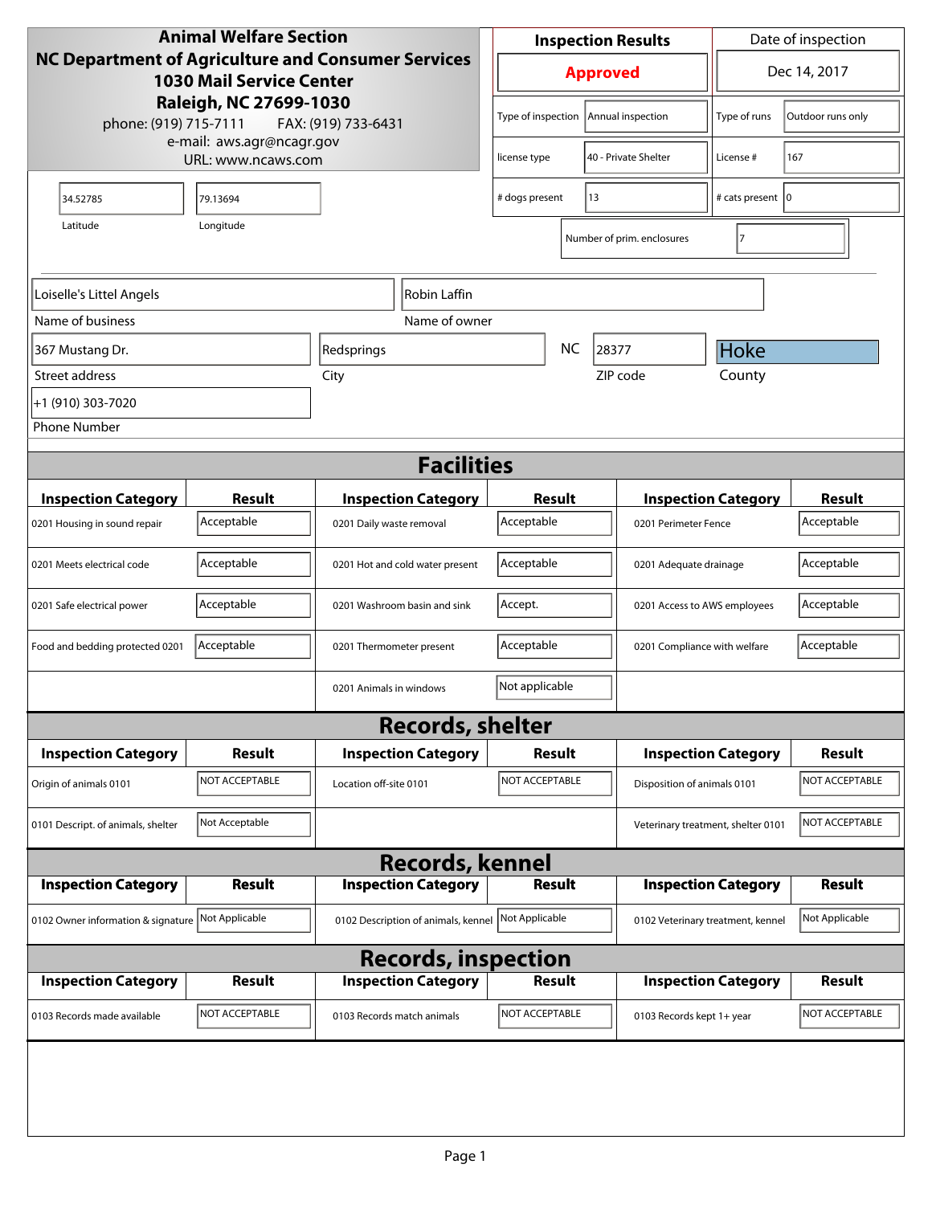**Animal Welfare Section**
**NC Department of Agriculture and Consumer Services**
**1030 Mail Service Center**
**Raleigh, NC 27699-1030**
phone: (919) 715-7111 FAX: (919) 733-6431
e-mail: aws.agr@ncagr.gov
URL: www.ncaws.com

| Inspection Results | Date of inspection |
|---|---|
| **Approved** | Dec 14, 2017 |

| | | | |
|---|---|---|---|
| Type of inspection | Annual inspection | Type of runs | Outdoor runs only |
| license type | 40 - Private Shelter | License # | 167 |
| # dogs present | 13 | # cats present | 0 |
| Number of prim. enclosures | 7 | | |

| Latitude | Longitude |
|---|---|
| 34.52785 | 79.13694 |

| Name of business | Name of owner |
|---|---|
| Loiselle's Littel Angels | Robin Laffin |

| Street address | City | State | ZIP code | County |
|---|---|---|---|---|
| 367 Mustang Dr. | Redsprings | NC | 28377 | Hoke |

Phone Number: +1 (910) 303-7020

## Facilities

| Inspection Category | Result | Inspection Category | Result | Inspection Category | Result |
|---|---|---|---|---|---|
| 0201 Housing in sound repair | Acceptable | 0201 Daily waste removal | Acceptable | 0201 Perimeter Fence | Acceptable |
| 0201 Meets electrical code | Acceptable | 0201 Hot and cold water present | Acceptable | 0201 Adequate drainage | Acceptable |
| 0201 Safe electrical power | Acceptable | 0201 Washroom basin and sink | Accept. | 0201 Access to AWS employees | Acceptable |
| Food and bedding protected 0201 | Acceptable | 0201 Thermometer present | Acceptable | 0201 Compliance with welfare | Acceptable |
| | | 0201 Animals in windows | Not applicable | | |

## Records, shelter

| Inspection Category | Result | Inspection Category | Result | Inspection Category | Result |
|---|---|---|---|---|---|
| Origin of animals 0101 | NOT ACCEPTABLE | Location off-site 0101 | NOT ACCEPTABLE | Disposition of animals 0101 | NOT ACCEPTABLE |
| 0101 Descript. of animals, shelter | Not Acceptable | | | Veterinary treatment, shelter 0101 | NOT ACCEPTABLE |

## Records, kennel

| Inspection Category | Result | Inspection Category | Result | Inspection Category | Result |
|---|---|---|---|---|---|
| 0102 Owner information & signature | Not Applicable | 0102 Description of animals, kennel | Not Applicable | 0102 Veterinary treatment, kennel | Not Applicable |

## Records, inspection

| Inspection Category | Result | Inspection Category | Result | Inspection Category | Result |
|---|---|---|---|---|---|
| 0103 Records made available | NOT ACCEPTABLE | 0103 Records match animals | NOT ACCEPTABLE | 0103 Records kept 1+ year | NOT ACCEPTABLE |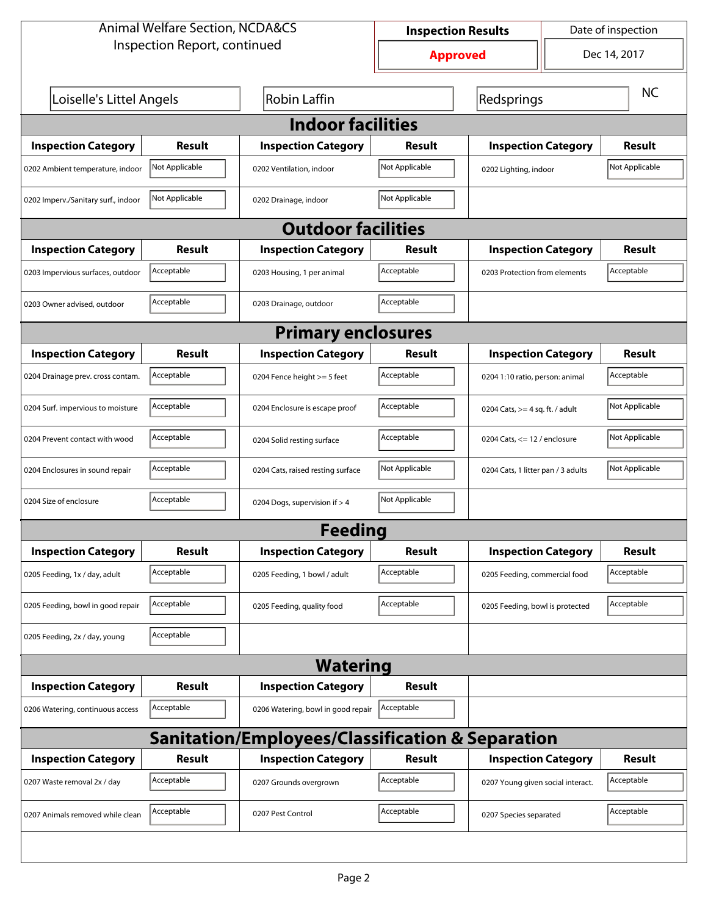Animal Welfare Section, NCDA&CS
Inspection Report, continued

| Inspection Results | Date of inspection |
|---|---|
| Approved | Dec 14, 2017 |

| | | | |
|---|---|---|---|
| Loiselle's Littel Angels | Robin Laffin | Redsprings | NC |

## Indoor facilities

| Inspection Category | Result | Inspection Category | Result | Inspection Category | Result |
|---|---|---|---|---|---|
| 0202 Ambient temperature, indoor | Not Applicable | 0202 Ventilation, indoor | Not Applicable | 0202 Lighting, indoor | Not Applicable |
| 0202 Imperv./Sanitary surf., indoor | Not Applicable | 0202 Drainage, indoor | Not Applicable | | |

## Outdoor facilities

| Inspection Category | Result | Inspection Category | Result | Inspection Category | Result |
|---|---|---|---|---|---|
| 0203 Impervious surfaces, outdoor | Acceptable | 0203 Housing, 1 per animal | Acceptable | 0203 Protection from elements | Acceptable |
| 0203 Owner advised, outdoor | Acceptable | 0203 Drainage, outdoor | Acceptable | | |

## Primary enclosures

| Inspection Category | Result | Inspection Category | Result | Inspection Category | Result |
|---|---|---|---|---|---|
| 0204 Drainage prev. cross contam. | Acceptable | 0204 Fence height >= 5 feet | Acceptable | 0204 1:10 ratio, person: animal | Acceptable |
| 0204 Surf. impervious to moisture | Acceptable | 0204 Enclosure is escape proof | Acceptable | 0204 Cats, >= 4 sq. ft. / adult | Not Applicable |
| 0204 Prevent contact with wood | Acceptable | 0204 Solid resting surface | Acceptable | 0204 Cats, <= 12 / enclosure | Not Applicable |
| 0204 Enclosures in sound repair | Acceptable | 0204 Cats, raised resting surface | Not Applicable | 0204 Cats, 1 litter pan / 3 adults | Not Applicable |
| 0204 Size of enclosure | Acceptable | 0204 Dogs, supervision if > 4 | Not Applicable | | |

## Feeding

| Inspection Category | Result | Inspection Category | Result | Inspection Category | Result |
|---|---|---|---|---|---|
| 0205 Feeding, 1x / day, adult | Acceptable | 0205 Feeding, 1 bowl / adult | Acceptable | 0205 Feeding, commercial food | Acceptable |
| 0205 Feeding, bowl in good repair | Acceptable | 0205 Feeding, quality food | Acceptable | 0205 Feeding, bowl is protected | Acceptable |
| 0205 Feeding, 2x / day, young | Acceptable | | | | |

## Watering

| Inspection Category | Result | Inspection Category | Result |
|---|---|---|---|
| 0206 Watering, continuous access | Acceptable | 0206 Watering, bowl in good repair | Acceptable |

## Sanitation/Employees/Classification & Separation

| Inspection Category | Result | Inspection Category | Result | Inspection Category | Result |
|---|---|---|---|---|---|
| 0207 Waste removal 2x / day | Acceptable | 0207 Grounds overgrown | Acceptable | 0207 Young given social interact. | Acceptable |
| 0207 Animals removed while clean | Acceptable | 0207 Pest Control | Acceptable | 0207 Species separated | Acceptable |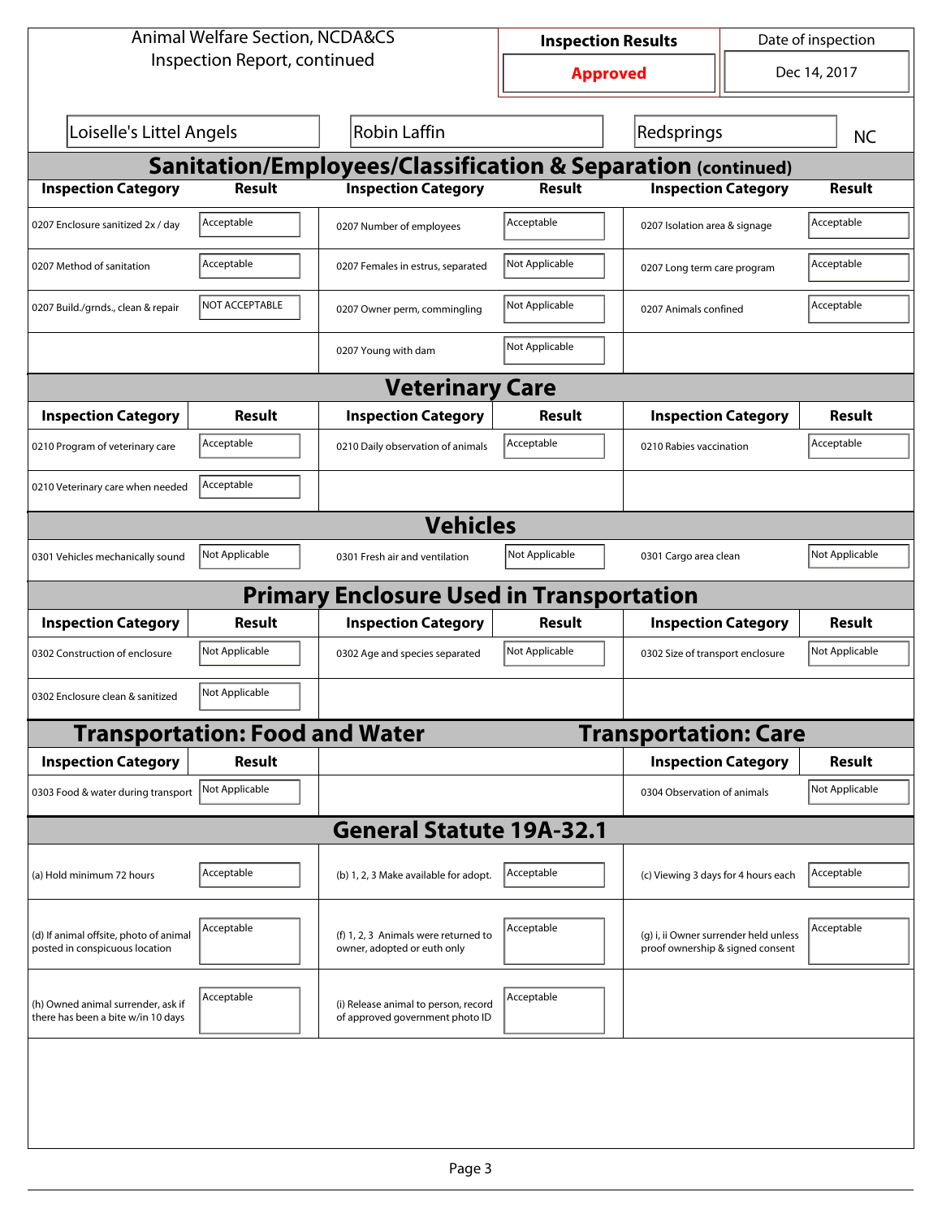Animal Welfare Section, NCDA&CS
Inspection Report, continued

| Inspection Results | Date of inspection |
|---|---|
| **Approved** | Dec 14, 2017 |

| | | | |
|---|---|---|---|
| Loiselle's Littel Angels | Robin Laffin | Redsprings | NC |

## Sanitation/Employees/Classification & Separation (continued)

| Inspection Category | Result | Inspection Category | Result | Inspection Category | Result |
|---|---|---|---|---|---|
| 0207 Enclosure sanitized 2x / day | Acceptable | 0207 Number of employees | Acceptable | 0207 Isolation area & signage | Acceptable |
| 0207 Method of sanitation | Acceptable | 0207 Females in estrus, separated | Not Applicable | 0207 Long term care program | Acceptable |
| 0207 Build./grnds., clean & repair | NOT ACCEPTABLE | 0207 Owner perm, commingling | Not Applicable | 0207 Animals confined | Acceptable |
| | | 0207 Young with dam | Not Applicable | | |

## Veterinary Care

| Inspection Category | Result | Inspection Category | Result | Inspection Category | Result |
|---|---|---|---|---|---|
| 0210 Program of veterinary care | Acceptable | 0210 Daily observation of animals | Acceptable | 0210 Rabies vaccination | Acceptable |
| 0210 Veterinary care when needed | Acceptable | | | | |

## Vehicles

| Inspection Category | Result | Inspection Category | Result | Inspection Category | Result |
|---|---|---|---|---|---|
| 0301 Vehicles mechanically sound | Not Applicable | 0301 Fresh air and ventilation | Not Applicable | 0301 Cargo area clean | Not Applicable |

## Primary Enclosure Used in Transportation

| Inspection Category | Result | Inspection Category | Result | Inspection Category | Result |
|---|---|---|---|---|---|
| 0302 Construction of enclosure | Not Applicable | 0302 Age and species separated | Not Applicable | 0302 Size of transport enclosure | Not Applicable |
| 0302 Enclosure clean & sanitized | Not Applicable | | | | |

## Transportation: Food and Water

| Inspection Category | Result |
|---|---|
| 0303 Food & water during transport | Not Applicable |

## Transportation: Care

| Inspection Category | Result |
|---|---|
| 0304 Observation of animals | Not Applicable |

## General Statute 19A-32.1

| Inspection Category | Result | Inspection Category | Result | Inspection Category | Result |
|---|---|---|---|---|---|
| (a) Hold minimum 72 hours | Acceptable | (b) 1, 2, 3 Make available for adopt. | Acceptable | (c) Viewing 3 days for 4 hours each | Acceptable |
| (d) If animal offsite, photo of animal posted in conspicuous location | Acceptable | (f) 1, 2, 3 Animals were returned to owner, adopted or euth only | Acceptable | (g) i, ii Owner surrender held unless proof ownership & signed consent | Acceptable |
| (h) Owned animal surrender, ask if there has been a bite w/in 10 days | Acceptable | (i) Release animal to person, record of approved government photo ID | Acceptable | | |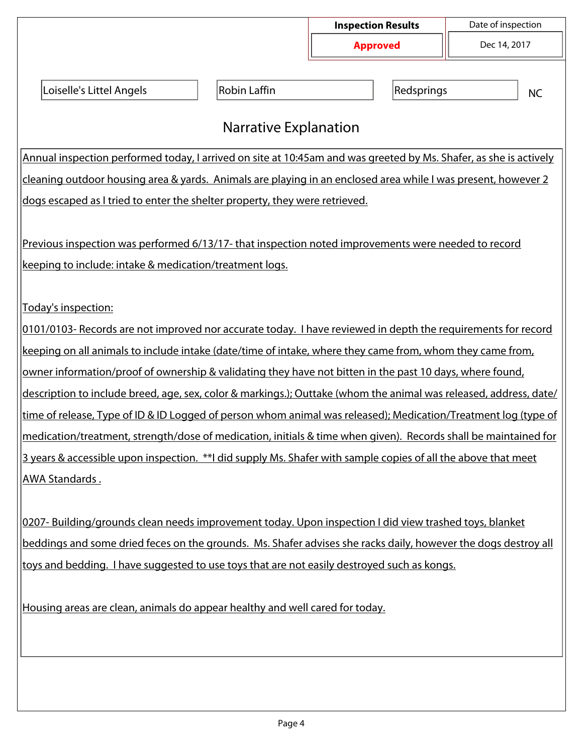| Inspection Results | Date of inspection |
|---|---|
| **Approved** | Dec 14, 2017 |

| | | | |
|---|---|---|---|
| Loiselle's Littel Angels | Robin Laffin | Redsprings | NC |

## Narrative Explanation

Annual inspection performed today, I arrived on site at 10:45am and was greeted by Ms. Shafer, as she is actively cleaning outdoor housing area & yards. Animals are playing in an enclosed area while I was present, however 2 dogs escaped as I tried to enter the shelter property, they were retrieved.

Previous inspection was performed 6/13/17- that inspection noted improvements were needed to record keeping to include: intake & medication/treatment logs.

Today's inspection:

0101/0103- Records are not improved nor accurate today. I have reviewed in depth the requirements for record keeping on all animals to include intake (date/time of intake, where they came from, whom they came from, owner information/proof of ownership & validating they have not bitten in the past 10 days, where found, description to include breed, age, sex, color & markings.); Outtake (whom the animal was released, address, date/time of release, Type of ID & ID Logged of person whom animal was released); Medication/Treatment log (type of medication/treatment, strength/dose of medication, initials & time when given). Records shall be maintained for 3 years & accessible upon inspection. **I did supply Ms. Shafer with sample copies of all the above that meet AWA Standards .

0207- Building/grounds clean needs improvement today. Upon inspection I did view trashed toys, blanket beddings and some dried feces on the grounds. Ms. Shafer advises she racks daily, however the dogs destroy all toys and bedding. I have suggested to use toys that are not easily destroyed such as kongs.

Housing areas are clean, animals do appear healthy and well cared for today.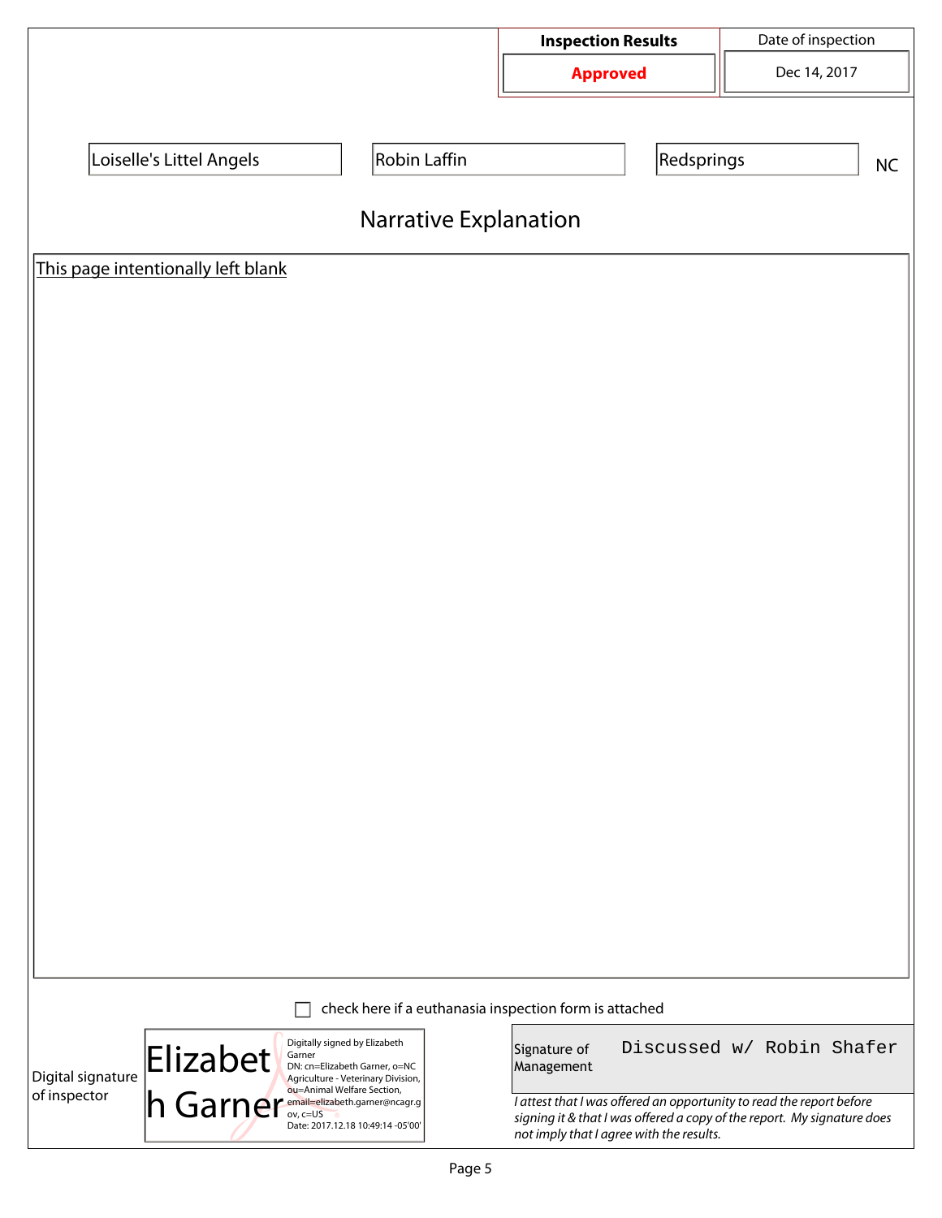| Inspection Results | Date of inspection |
| --- | --- |
| **Approved** | Dec 14, 2017 |

Loiselle's Littel Angels | Robin Laffin | Redsprings | NC

## Narrative Explanation

This page intentionally left blank

☐ check here if a euthanasia inspection form is attached

Digital signature of inspector: Elizabeth Garner

Digitally signed by Elizabeth Garner
DN: cn=Elizabeth Garner, o=NC Agriculture - Veterinary Division, ou=Animal Welfare Section, email=elizabeth.garner@ncagr.gov, c=US
Date: 2017.12.18 10:49:14 -05'00'

Signature of Management: Discussed w/ Robin Shafer

*I attest that I was offered an opportunity to read the report before signing it & that I was offered a copy of the report. My signature does not imply that I agree with the results.*